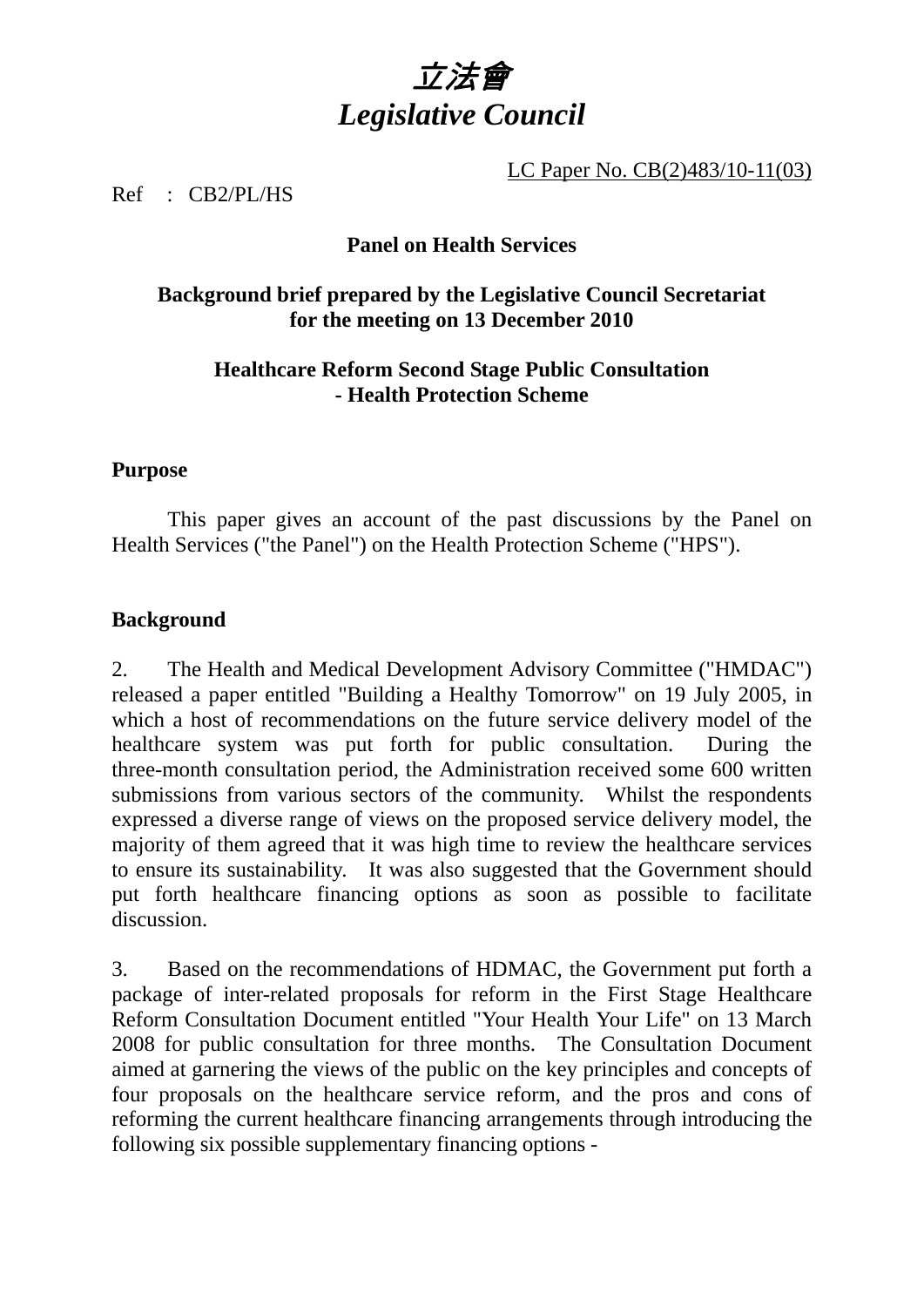# *立法會*
# *Legislative Council*

LC Paper No. CB(2)483/10-11(03)

Ref : CB2/PL/HS

**Panel on Health Services**

**Background brief prepared by the Legislative Council Secretariat for the meeting on 13 December 2010**

**Healthcare Reform Second Stage Public Consultation - Health Protection Scheme**

## Purpose

This paper gives an account of the past discussions by the Panel on Health Services ("the Panel") on the Health Protection Scheme ("HPS").

## Background

2. The Health and Medical Development Advisory Committee ("HMDAC") released a paper entitled "Building a Healthy Tomorrow" on 19 July 2005, in which a host of recommendations on the future service delivery model of the healthcare system was put forth for public consultation. During the three-month consultation period, the Administration received some 600 written submissions from various sectors of the community. Whilst the respondents expressed a diverse range of views on the proposed service delivery model, the majority of them agreed that it was high time to review the healthcare services to ensure its sustainability. It was also suggested that the Government should put forth healthcare financing options as soon as possible to facilitate discussion.

3. Based on the recommendations of HDMAC, the Government put forth a package of inter-related proposals for reform in the First Stage Healthcare Reform Consultation Document entitled "Your Health Your Life" on 13 March 2008 for public consultation for three months. The Consultation Document aimed at garnering the views of the public on the key principles and concepts of four proposals on the healthcare service reform, and the pros and cons of reforming the current healthcare financing arrangements through introducing the following six possible supplementary financing options -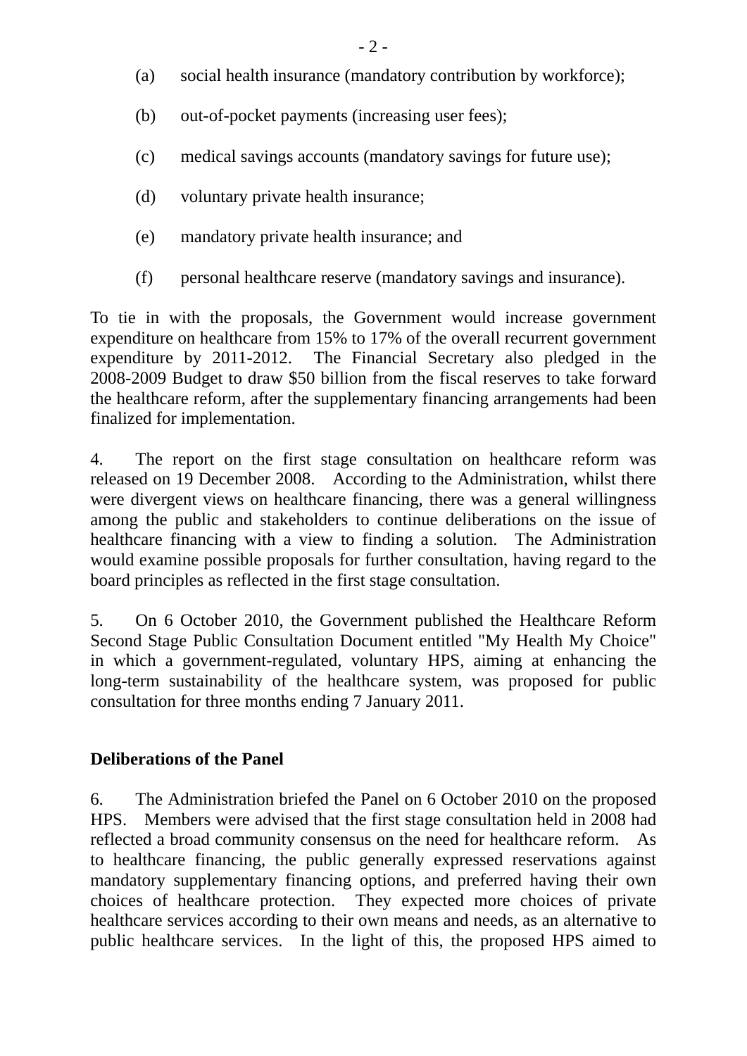(a) social health insurance (mandatory contribution by workforce);

(b) out-of-pocket payments (increasing user fees);

(c) medical savings accounts (mandatory savings for future use);

(d) voluntary private health insurance;

(e) mandatory private health insurance; and

(f) personal healthcare reserve (mandatory savings and insurance).

To tie in with the proposals, the Government would increase government expenditure on healthcare from 15% to 17% of the overall recurrent government expenditure by 2011-2012. The Financial Secretary also pledged in the 2008-2009 Budget to draw $50 billion from the fiscal reserves to take forward the healthcare reform, after the supplementary financing arrangements had been finalized for implementation.

4. The report on the first stage consultation on healthcare reform was released on 19 December 2008. According to the Administration, whilst there were divergent views on healthcare financing, there was a general willingness among the public and stakeholders to continue deliberations on the issue of healthcare financing with a view to finding a solution. The Administration would examine possible proposals for further consultation, having regard to the board principles as reflected in the first stage consultation.

5. On 6 October 2010, the Government published the Healthcare Reform Second Stage Public Consultation Document entitled "My Health My Choice" in which a government-regulated, voluntary HPS, aiming at enhancing the long-term sustainability of the healthcare system, was proposed for public consultation for three months ending 7 January 2011.

**Deliberations of the Panel**

6. The Administration briefed the Panel on 6 October 2010 on the proposed HPS. Members were advised that the first stage consultation held in 2008 had reflected a broad community consensus on the need for healthcare reform. As to healthcare financing, the public generally expressed reservations against mandatory supplementary financing options, and preferred having their own choices of healthcare protection. They expected more choices of private healthcare services according to their own means and needs, as an alternative to public healthcare services. In the light of this, the proposed HPS aimed to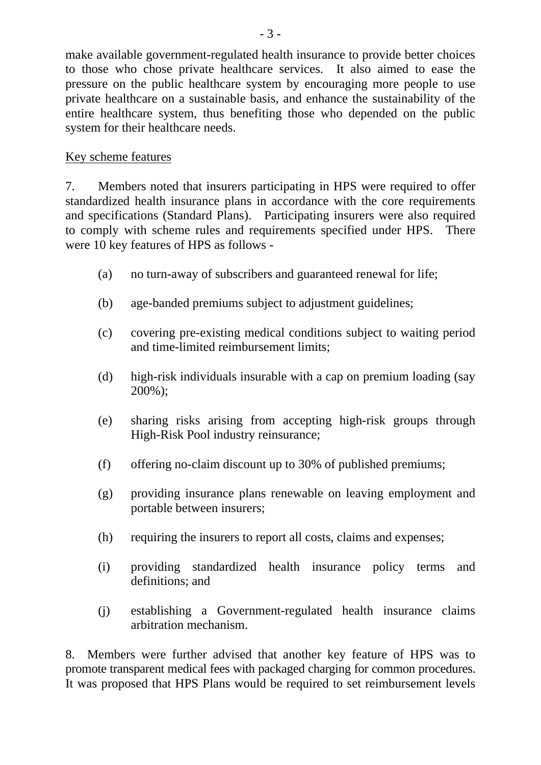make available government-regulated health insurance to provide better choices to those who chose private healthcare services. It also aimed to ease the pressure on the public healthcare system by encouraging more people to use private healthcare on a sustainable basis, and enhance the sustainability of the entire healthcare system, thus benefiting those who depended on the public system for their healthcare needs.

<u>Key scheme features</u>

7. Members noted that insurers participating in HPS were required to offer standardized health insurance plans in accordance with the core requirements and specifications (Standard Plans). Participating insurers were also required to comply with scheme rules and requirements specified under HPS. There were 10 key features of HPS as follows -

(a) no turn-away of subscribers and guaranteed renewal for life;

(b) age-banded premiums subject to adjustment guidelines;

(c) covering pre-existing medical conditions subject to waiting period and time-limited reimbursement limits;

(d) high-risk individuals insurable with a cap on premium loading (say 200%);

(e) sharing risks arising from accepting high-risk groups through High-Risk Pool industry reinsurance;

(f) offering no-claim discount up to 30% of published premiums;

(g) providing insurance plans renewable on leaving employment and portable between insurers;

(h) requiring the insurers to report all costs, claims and expenses;

(i) providing standardized health insurance policy terms and definitions; and

(j) establishing a Government-regulated health insurance claims arbitration mechanism.

8. Members were further advised that another key feature of HPS was to promote transparent medical fees with packaged charging for common procedures. It was proposed that HPS Plans would be required to set reimbursement levels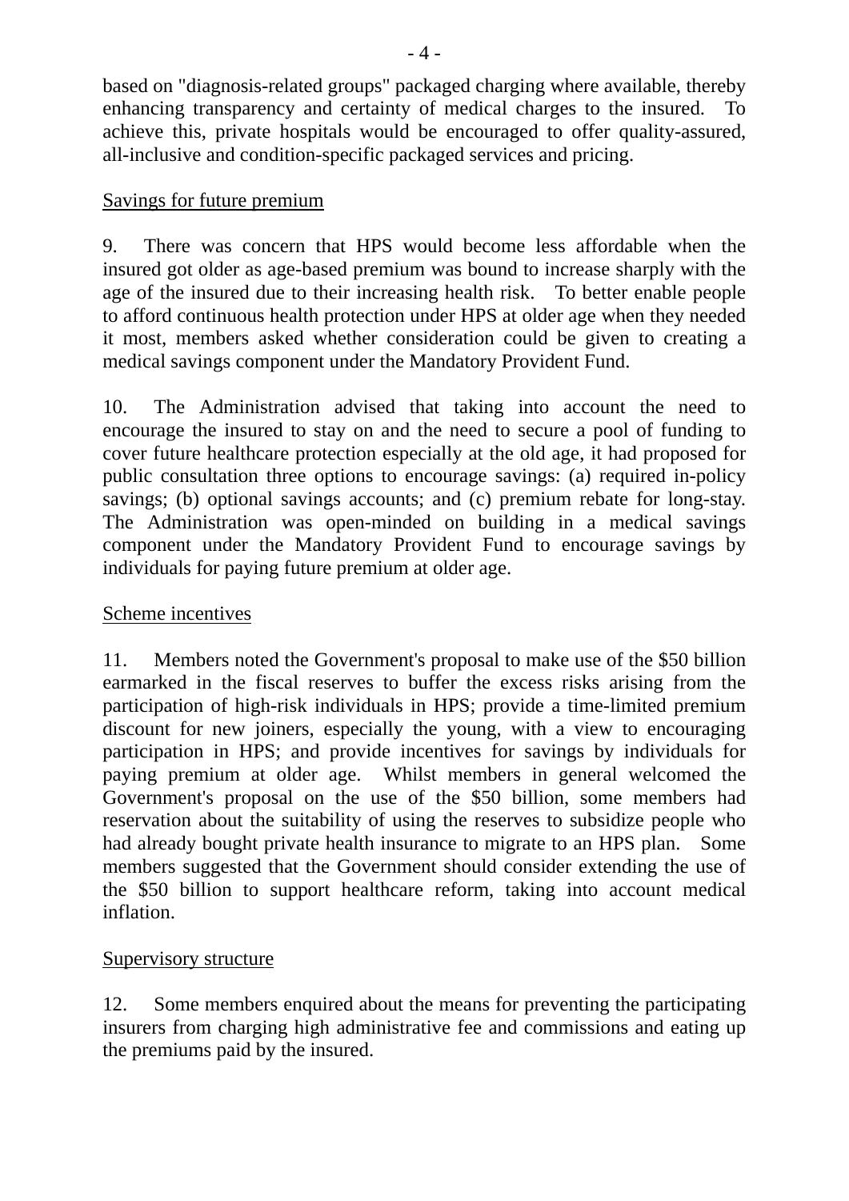based on "diagnosis-related groups" packaged charging where available, thereby enhancing transparency and certainty of medical charges to the insured. To achieve this, private hospitals would be encouraged to offer quality-assured, all-inclusive and condition-specific packaged services and pricing.

Savings for future premium

9. There was concern that HPS would become less affordable when the insured got older as age-based premium was bound to increase sharply with the age of the insured due to their increasing health risk. To better enable people to afford continuous health protection under HPS at older age when they needed it most, members asked whether consideration could be given to creating a medical savings component under the Mandatory Provident Fund.

10. The Administration advised that taking into account the need to encourage the insured to stay on and the need to secure a pool of funding to cover future healthcare protection especially at the old age, it had proposed for public consultation three options to encourage savings: (a) required in-policy savings; (b) optional savings accounts; and (c) premium rebate for long-stay. The Administration was open-minded on building in a medical savings component under the Mandatory Provident Fund to encourage savings by individuals for paying future premium at older age.

Scheme incentives

11. Members noted the Government's proposal to make use of the $50 billion earmarked in the fiscal reserves to buffer the excess risks arising from the participation of high-risk individuals in HPS; provide a time-limited premium discount for new joiners, especially the young, with a view to encouraging participation in HPS; and provide incentives for savings by individuals for paying premium at older age. Whilst members in general welcomed the Government's proposal on the use of the $50 billion, some members had reservation about the suitability of using the reserves to subsidize people who had already bought private health insurance to migrate to an HPS plan. Some members suggested that the Government should consider extending the use of the $50 billion to support healthcare reform, taking into account medical inflation.

Supervisory structure

12. Some members enquired about the means for preventing the participating insurers from charging high administrative fee and commissions and eating up the premiums paid by the insured.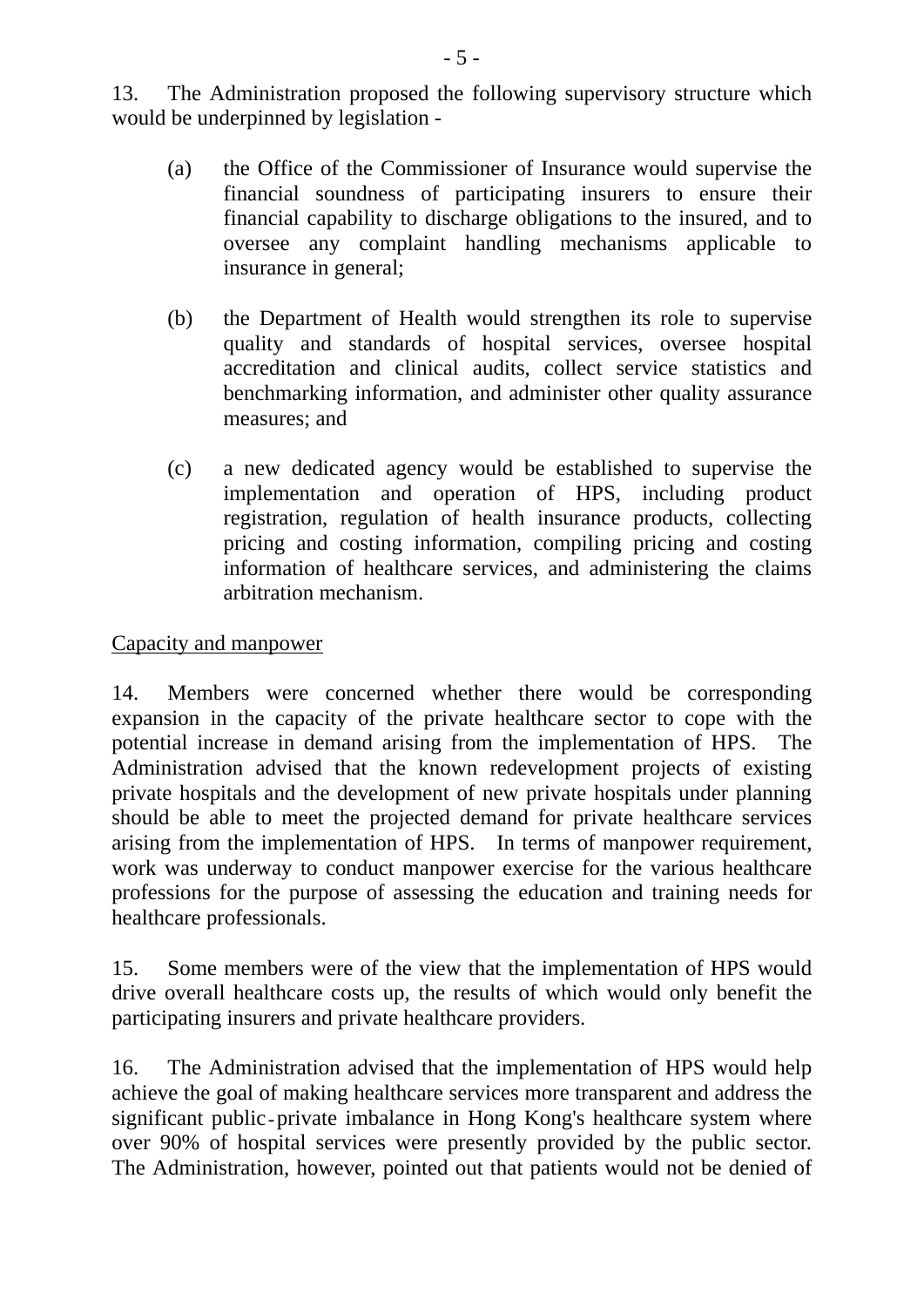13. The Administration proposed the following supervisory structure which would be underpinned by legislation -

(a) the Office of the Commissioner of Insurance would supervise the financial soundness of participating insurers to ensure their financial capability to discharge obligations to the insured, and to oversee any complaint handling mechanisms applicable to insurance in general;

(b) the Department of Health would strengthen its role to supervise quality and standards of hospital services, oversee hospital accreditation and clinical audits, collect service statistics and benchmarking information, and administer other quality assurance measures; and

(c) a new dedicated agency would be established to supervise the implementation and operation of HPS, including product registration, regulation of health insurance products, collecting pricing and costing information, compiling pricing and costing information of healthcare services, and administering the claims arbitration mechanism.

<u>Capacity and manpower</u>

14. Members were concerned whether there would be corresponding expansion in the capacity of the private healthcare sector to cope with the potential increase in demand arising from the implementation of HPS. The Administration advised that the known redevelopment projects of existing private hospitals and the development of new private hospitals under planning should be able to meet the projected demand for private healthcare services arising from the implementation of HPS. In terms of manpower requirement, work was underway to conduct manpower exercise for the various healthcare professions for the purpose of assessing the education and training needs for healthcare professionals.

15. Some members were of the view that the implementation of HPS would drive overall healthcare costs up, the results of which would only benefit the participating insurers and private healthcare providers.

16. The Administration advised that the implementation of HPS would help achieve the goal of making healthcare services more transparent and address the significant public-private imbalance in Hong Kong's healthcare system where over 90% of hospital services were presently provided by the public sector. The Administration, however, pointed out that patients would not be denied of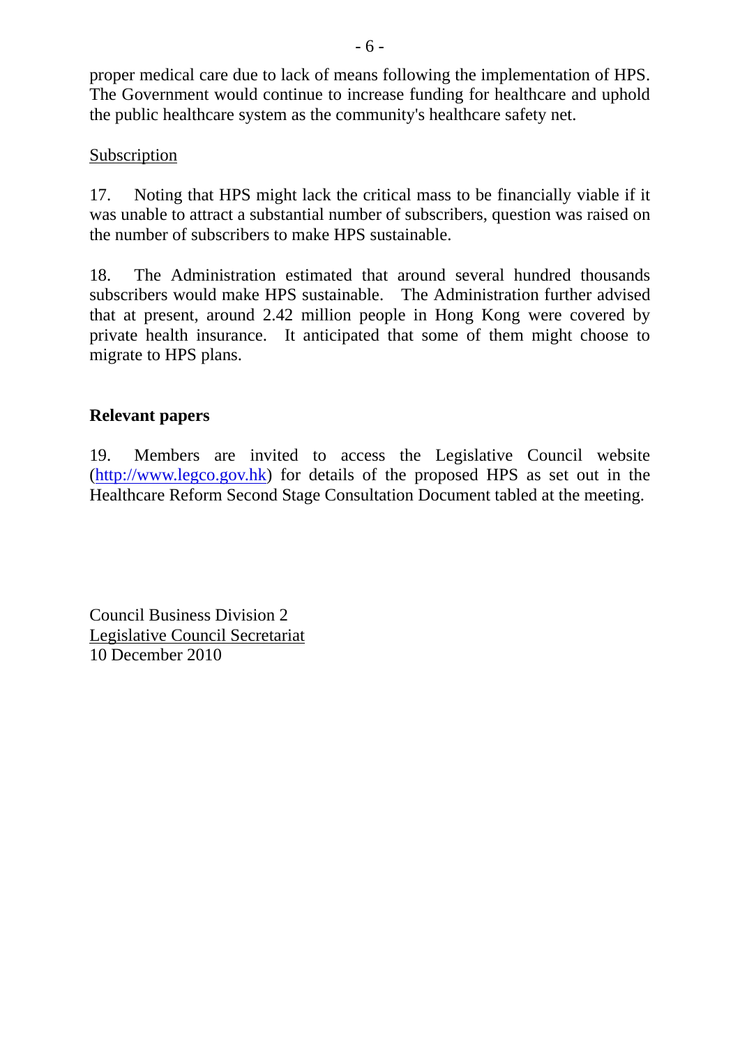proper medical care due to lack of means following the implementation of HPS. The Government would continue to increase funding for healthcare and uphold the public healthcare system as the community's healthcare safety net.

Subscription

17. Noting that HPS might lack the critical mass to be financially viable if it was unable to attract a substantial number of subscribers, question was raised on the number of subscribers to make HPS sustainable.

18. The Administration estimated that around several hundred thousands subscribers would make HPS sustainable. The Administration further advised that at present, around 2.42 million people in Hong Kong were covered by private health insurance. It anticipated that some of them might choose to migrate to HPS plans.

## Relevant papers

19. Members are invited to access the Legislative Council website (http://www.legco.gov.hk) for details of the proposed HPS as set out in the Healthcare Reform Second Stage Consultation Document tabled at the meeting.

Council Business Division 2
Legislative Council Secretariat
10 December 2010